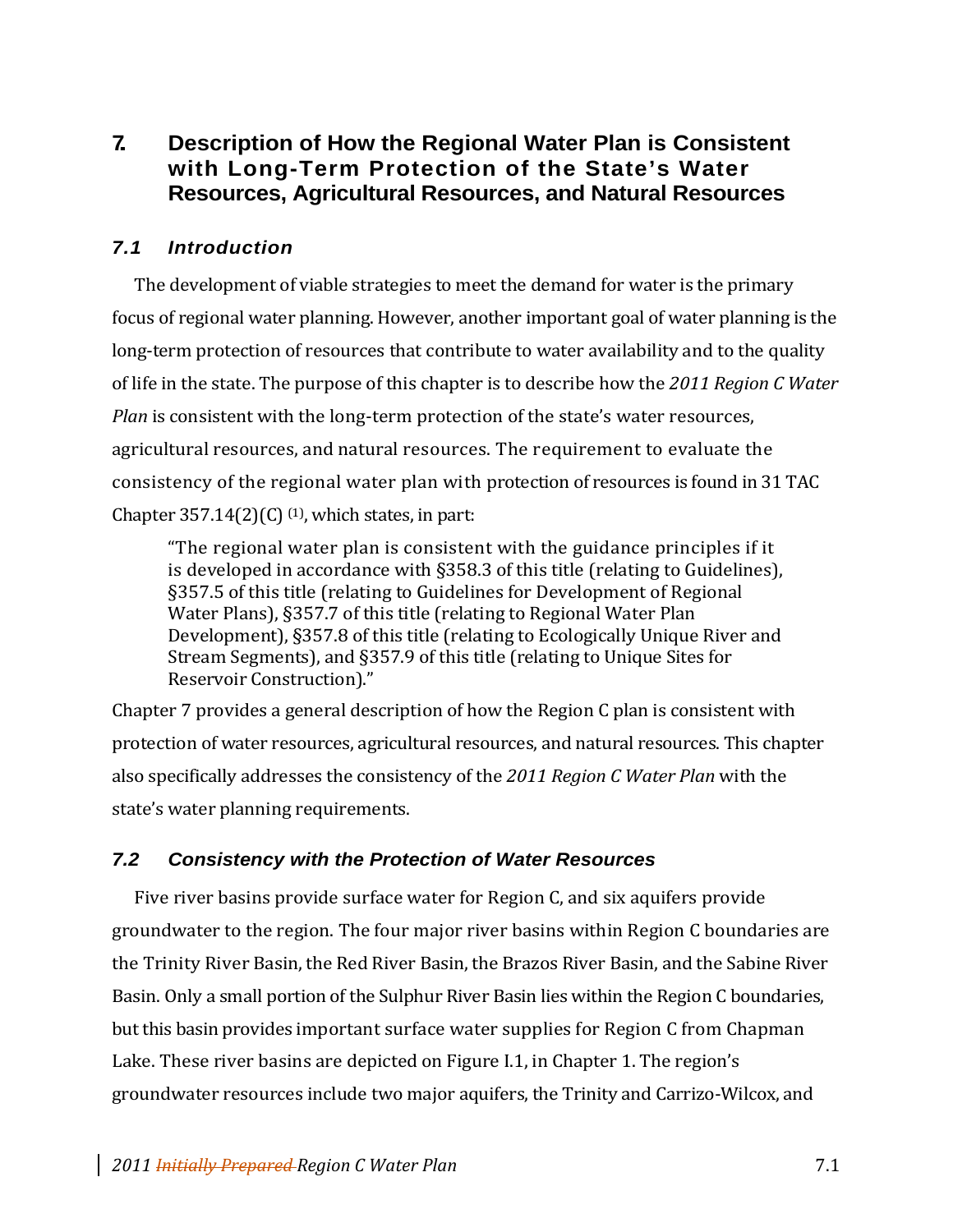# 7. Description of How the Regional Water Plan is Consistent with Long-Term Protection of the State's Water Resources, Agricultural Resources, and Natural Resources

## *7.1 Introduction*

The development of viable strategies to meet the demand for water is the primary focus of regional water planning. However, another important goal of water planning is the long-term protection of resources that contribute to water availability and to the quality of life in the state. The purpose of this chapter is to describe how the *2011 Region C Water Plan* is consistent with the long-term protection of the state's water resources, agricultural resources, and natural resources. The requirement to evaluate the consistency of the regional water plan with protection of resources is found in 31 TAC Chapter 357.14(2)(C) [(1)], which states, in part:

> "The regional water plan is consistent with the guidance principles if it is developed in accordance with §358.3 of this title (relating to Guidelines), §357.5 of this title (relating to Guidelines for Development of Regional Water Plans), §357.7 of this title (relating to Regional Water Plan Development), §357.8 of this title (relating to Ecologically Unique River and Stream Segments), and §357.9 of this title (relating to Unique Sites for Reservoir Construction)."

Chapter 7 provides a general description of how the Region C plan is consistent with protection of water resources, agricultural resources, and natural resources. This chapter also specifically addresses the consistency of the *2011 Region C Water Plan* with the state's water planning requirements.

## *7.2 Consistency with the Protection of Water Resources*

Five river basins provide surface water for Region C, and six aquifers provide groundwater to the region. The four major river basins within Region C boundaries are the Trinity River Basin, the Red River Basin, the Brazos River Basin, and the Sabine River Basin. Only a small portion of the Sulphur River Basin lies within the Region C boundaries, but this basin provides important surface water supplies for Region C from Chapman Lake. These river basins are depicted on Figure I.1, in Chapter 1. The region's groundwater resources include two major aquifers, the Trinity and Carrizo-Wilcox, and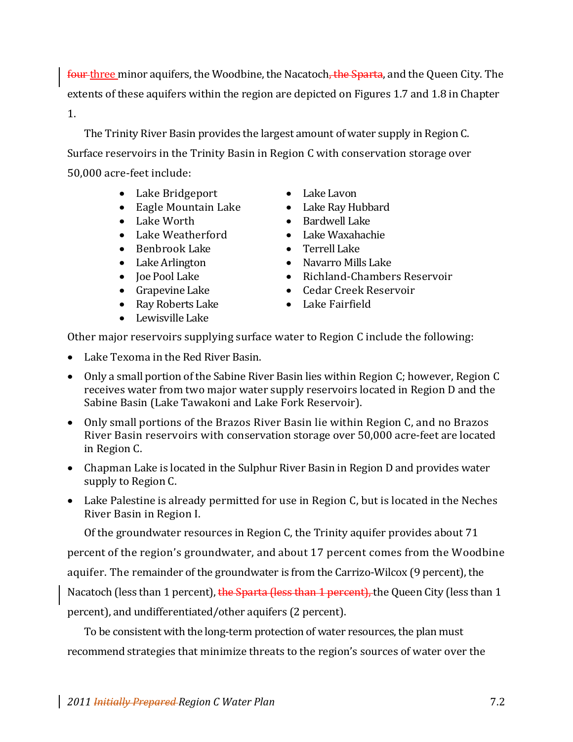~~four~~ three minor aquifers, the Woodbine, the Nacatoch~~, the Sparta~~, and the Queen City. The extents of these aquifers within the region are depicted on Figures 1.7 and 1.8 in Chapter 1.

The Trinity River Basin provides the largest amount of water supply in Region C. Surface reservoirs in the Trinity Basin in Region C with conservation storage over 50,000 acre-feet include:

- Lake Bridgeport
- Eagle Mountain Lake
- Lake Worth
- Lake Weatherford
- Benbrook Lake
- Lake Arlington
- Joe Pool Lake
- Grapevine Lake
- Ray Roberts Lake
- Lewisville Lake
- Lake Lavon
- Lake Ray Hubbard
- Bardwell Lake
- Lake Waxahachie
- Terrell Lake
- Navarro Mills Lake
- Richland-Chambers Reservoir
- Cedar Creek Reservoir
- Lake Fairfield

Other major reservoirs supplying surface water to Region C include the following:

- Lake Texoma in the Red River Basin.
- Only a small portion of the Sabine River Basin lies within Region C; however, Region C receives water from two major water supply reservoirs located in Region D and the Sabine Basin (Lake Tawakoni and Lake Fork Reservoir).
- Only small portions of the Brazos River Basin lie within Region C, and no Brazos River Basin reservoirs with conservation storage over 50,000 acre-feet are located in Region C.
- Chapman Lake is located in the Sulphur River Basin in Region D and provides water supply to Region C.
- Lake Palestine is already permitted for use in Region C, but is located in the Neches River Basin in Region I.

Of the groundwater resources in Region C, the Trinity aquifer provides about 71 percent of the region's groundwater, and about 17 percent comes from the Woodbine aquifer. The remainder of the groundwater is from the Carrizo-Wilcox (9 percent), the Nacatoch (less than 1 percent), ~~the Sparta (less than 1 percent),~~ the Queen City (less than 1 percent), and undifferentiated/other aquifers (2 percent).

To be consistent with the long-term protection of water resources, the plan must recommend strategies that minimize threats to the region's sources of water over the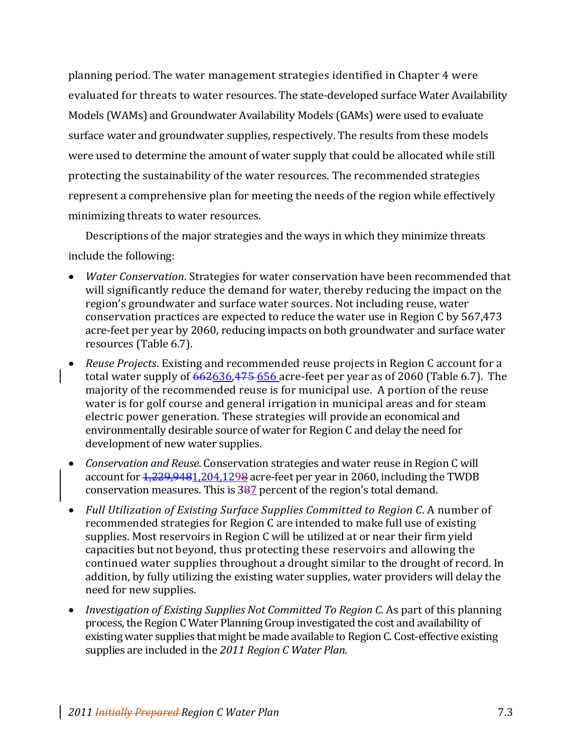planning period. The water management strategies identified in Chapter 4 were evaluated for threats to water resources. The state-developed surface Water Availability Models (WAMs) and Groundwater Availability Models (GAMs) were used to evaluate surface water and groundwater supplies, respectively. The results from these models were used to determine the amount of water supply that could be allocated while still protecting the sustainability of the water resources. The recommended strategies represent a comprehensive plan for meeting the needs of the region while effectively minimizing threats to water resources.

Descriptions of the major strategies and the ways in which they minimize threats include the following:

- *Water Conservation*. Strategies for water conservation have been recommended that will significantly reduce the demand for water, thereby reducing the impact on the region's groundwater and surface water sources. Not including reuse, water conservation practices are expected to reduce the water use in Region C by 567,473 acre-feet per year by 2060, reducing impacts on both groundwater and surface water resources (Table 6.7).
- *Reuse Projects*. Existing and recommended reuse projects in Region C account for a total water supply of ~~662~~636,~~475~~ 656 acre-feet per year as of 2060 (Table 6.7). The majority of the recommended reuse is for municipal use. A portion of the reuse water is for golf course and general irrigation in municipal areas and for steam electric power generation. These strategies will provide an economical and environmentally desirable source of water for Region C and delay the need for development of new water supplies.
- *Conservation and Reuse*. Conservation strategies and water reuse in Region C will account for ~~1,229,948~~1,204,129~~8~~ acre-feet per year in 2060, including the TWDB conservation measures. This is 3~~8~~7 percent of the region's total demand.
- *Full Utilization of Existing Surface Supplies Committed to Region C*. A number of recommended strategies for Region C are intended to make full use of existing supplies. Most reservoirs in Region C will be utilized at or near their firm yield capacities but not beyond, thus protecting these reservoirs and allowing the continued water supplies throughout a drought similar to the drought of record. In addition, by fully utilizing the existing water supplies, water providers will delay the need for new supplies.
- *Investigation of Existing Supplies Not Committed To Region C.* As part of this planning process, the Region C Water Planning Group investigated the cost and availability of existing water supplies that might be made available to Region C. Cost-effective existing supplies are included in the *2011 Region C Water Plan*.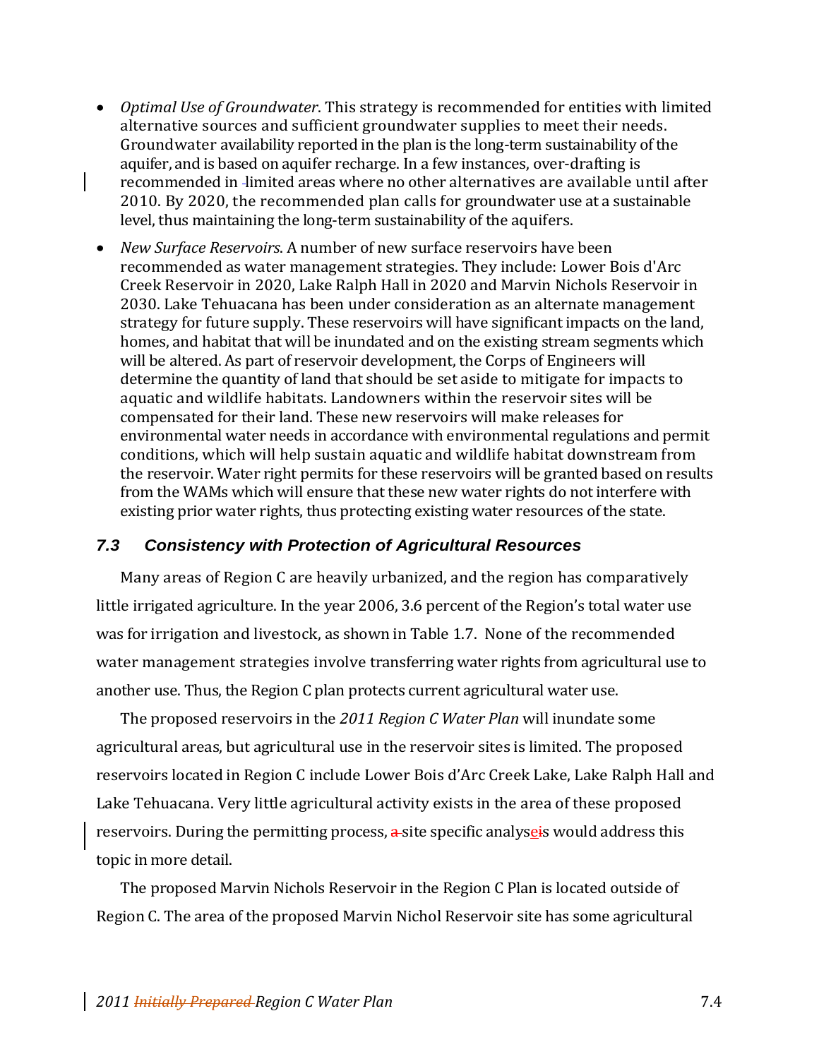- *Optimal Use of Groundwater*. This strategy is recommended for entities with limited alternative sources and sufficient groundwater supplies to meet their needs. Groundwater availability reported in the plan is the long-term sustainability of the aquifer, and is based on aquifer recharge. In a few instances, over-drafting is recommended in limited areas where no other alternatives are available until after 2010. By 2020, the recommended plan calls for groundwater use at a sustainable level, thus maintaining the long-term sustainability of the aquifers.
- *New Surface Reservoirs*. A number of new surface reservoirs have been recommended as water management strategies. They include: Lower Bois d'Arc Creek Reservoir in 2020, Lake Ralph Hall in 2020 and Marvin Nichols Reservoir in 2030. Lake Tehuacana has been under consideration as an alternate management strategy for future supply. These reservoirs will have significant impacts on the land, homes, and habitat that will be inundated and on the existing stream segments which will be altered. As part of reservoir development, the Corps of Engineers will determine the quantity of land that should be set aside to mitigate for impacts to aquatic and wildlife habitats. Landowners within the reservoir sites will be compensated for their land. These new reservoirs will make releases for environmental water needs in accordance with environmental regulations and permit conditions, which will help sustain aquatic and wildlife habitat downstream from the reservoir. Water right permits for these reservoirs will be granted based on results from the WAMs which will ensure that these new water rights do not interfere with existing prior water rights, thus protecting existing water resources of the state.

### *7.3 Consistency with Protection of Agricultural Resources*

Many areas of Region C are heavily urbanized, and the region has comparatively little irrigated agriculture. In the year 2006, 3.6 percent of the Region's total water use was for irrigation and livestock, as shown in Table 1.7. None of the recommended water management strategies involve transferring water rights from agricultural use to another use. Thus, the Region C plan protects current agricultural water use.

The proposed reservoirs in the *2011 Region C Water Plan* will inundate some agricultural areas, but agricultural use in the reservoir sites is limited. The proposed reservoirs located in Region C include Lower Bois d'Arc Creek Lake, Lake Ralph Hall and Lake Tehuacana. Very little agricultural activity exists in the area of these proposed reservoirs. During the permitting process, site specific analyses would address this topic in more detail.

The proposed Marvin Nichols Reservoir in the Region C Plan is located outside of Region C. The area of the proposed Marvin Nichol Reservoir site has some agricultural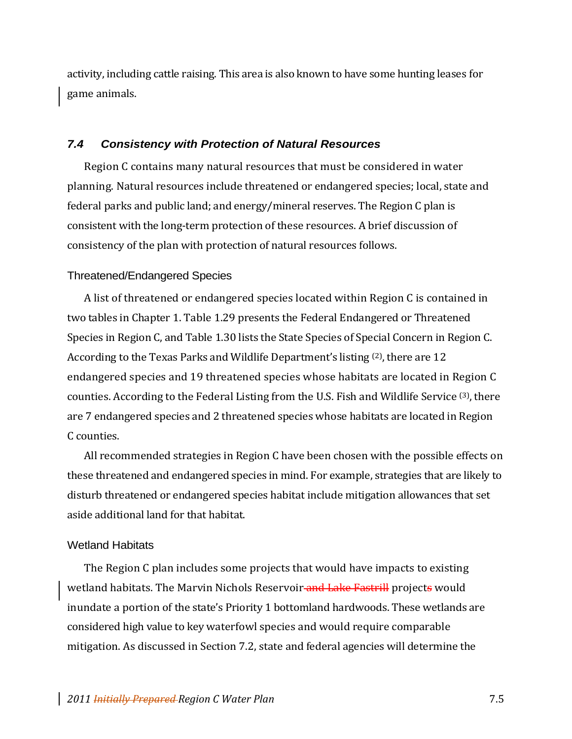activity, including cattle raising. This area is also known to have some hunting leases for game animals.

## 7.4 Consistency with Protection of Natural Resources

Region C contains many natural resources that must be considered in water planning. Natural resources include threatened or endangered species; local, state and federal parks and public land; and energy/mineral reserves. The Region C plan is consistent with the long-term protection of these resources. A brief discussion of consistency of the plan with protection of natural resources follows.

### Threatened/Endangered Species

A list of threatened or endangered species located within Region C is contained in two tables in Chapter 1. Table 1.29 presents the Federal Endangered or Threatened Species in Region C, and Table 1.30 lists the State Species of Special Concern in Region C. According to the Texas Parks and Wildlife Department's listing [2], there are 12 endangered species and 19 threatened species whose habitats are located in Region C counties. According to the Federal Listing from the U.S. Fish and Wildlife Service [3], there are 7 endangered species and 2 threatened species whose habitats are located in Region C counties.

All recommended strategies in Region C have been chosen with the possible effects on these threatened and endangered species in mind. For example, strategies that are likely to disturb threatened or endangered species habitat include mitigation allowances that set aside additional land for that habitat.

### Wetland Habitats

The Region C plan includes some projects that would have impacts to existing wetland habitats. The Marvin Nichols Reservoir~~ and Lake Fastrill~~ project~~s~~ would inundate a portion of the state's Priority 1 bottomland hardwoods. These wetlands are considered high value to key waterfowl species and would require comparable mitigation. As discussed in Section 7.2, state and federal agencies will determine the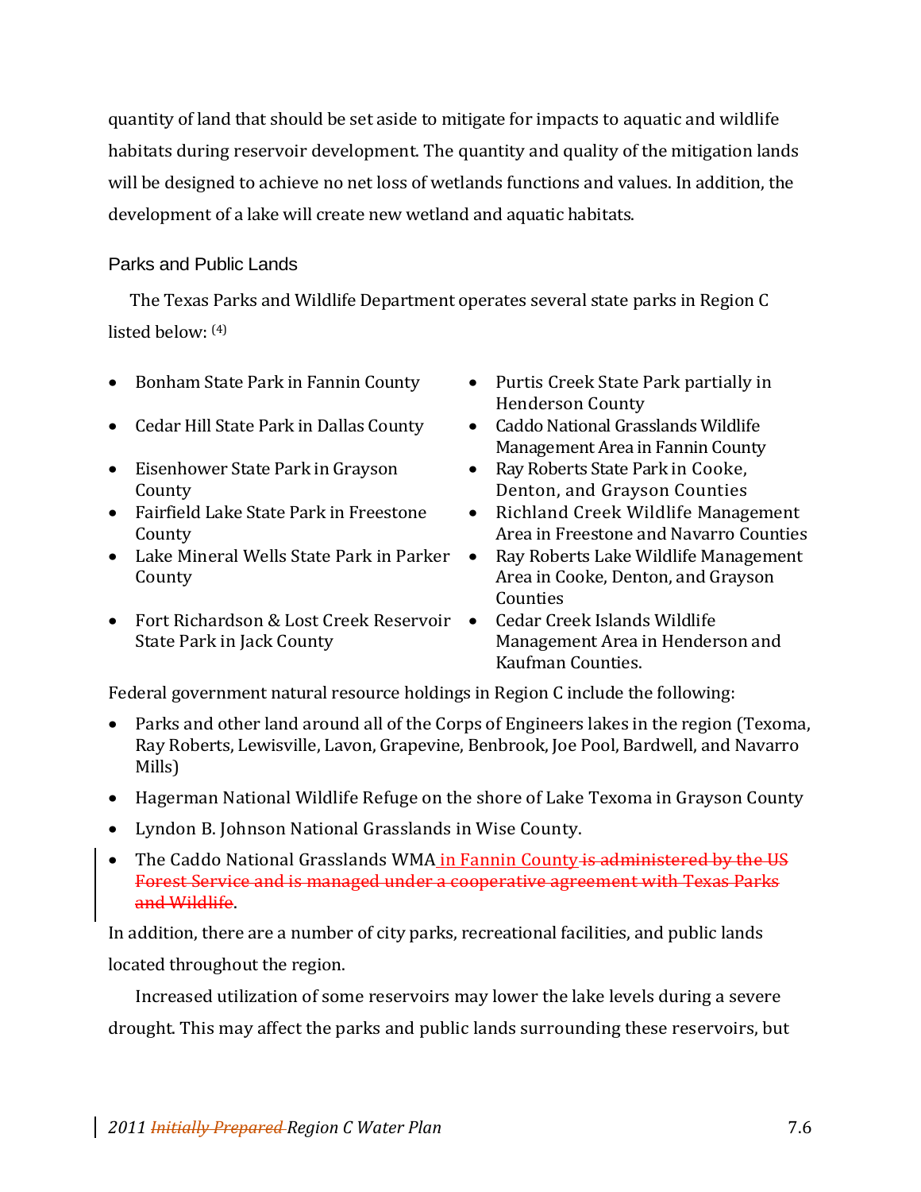quantity of land that should be set aside to mitigate for impacts to aquatic and wildlife habitats during reservoir development. The quantity and quality of the mitigation lands will be designed to achieve no net loss of wetlands functions and values. In addition, the development of a lake will create new wetland and aquatic habitats.

### Parks and Public Lands

The Texas Parks and Wildlife Department operates several state parks in Region C listed below: [4]

- Bonham State Park in Fannin County
- Cedar Hill State Park in Dallas County
- Eisenhower State Park in Grayson County
- Fairfield Lake State Park in Freestone County
- Lake Mineral Wells State Park in Parker County
- Fort Richardson & Lost Creek Reservoir State Park in Jack County
- Purtis Creek State Park partially in Henderson County
- Caddo National Grasslands Wildlife Management Area in Fannin County
- Ray Roberts State Park in Cooke, Denton, and Grayson Counties
- Richland Creek Wildlife Management Area in Freestone and Navarro Counties
- Ray Roberts Lake Wildlife Management Area in Cooke, Denton, and Grayson Counties
- Cedar Creek Islands Wildlife Management Area in Henderson and Kaufman Counties.

Federal government natural resource holdings in Region C include the following:

- Parks and other land around all of the Corps of Engineers lakes in the region (Texoma, Ray Roberts, Lewisville, Lavon, Grapevine, Benbrook, Joe Pool, Bardwell, and Navarro Mills)
- Hagerman National Wildlife Refuge on the shore of Lake Texoma in Grayson County
- Lyndon B. Johnson National Grasslands in Wise County.
- The Caddo National Grasslands WMA in Fannin County ~~is administered by the US Forest Service and is managed under a cooperative agreement with Texas Parks and Wildlife~~.

In addition, there are a number of city parks, recreational facilities, and public lands located throughout the region.

Increased utilization of some reservoirs may lower the lake levels during a severe drought. This may affect the parks and public lands surrounding these reservoirs, but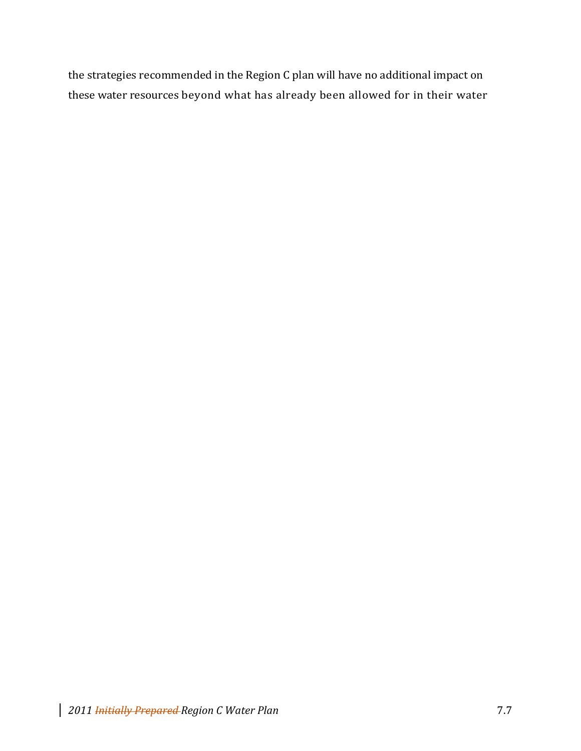the strategies recommended in the Region C plan will have no additional impact on these water resources beyond what has already been allowed for in their water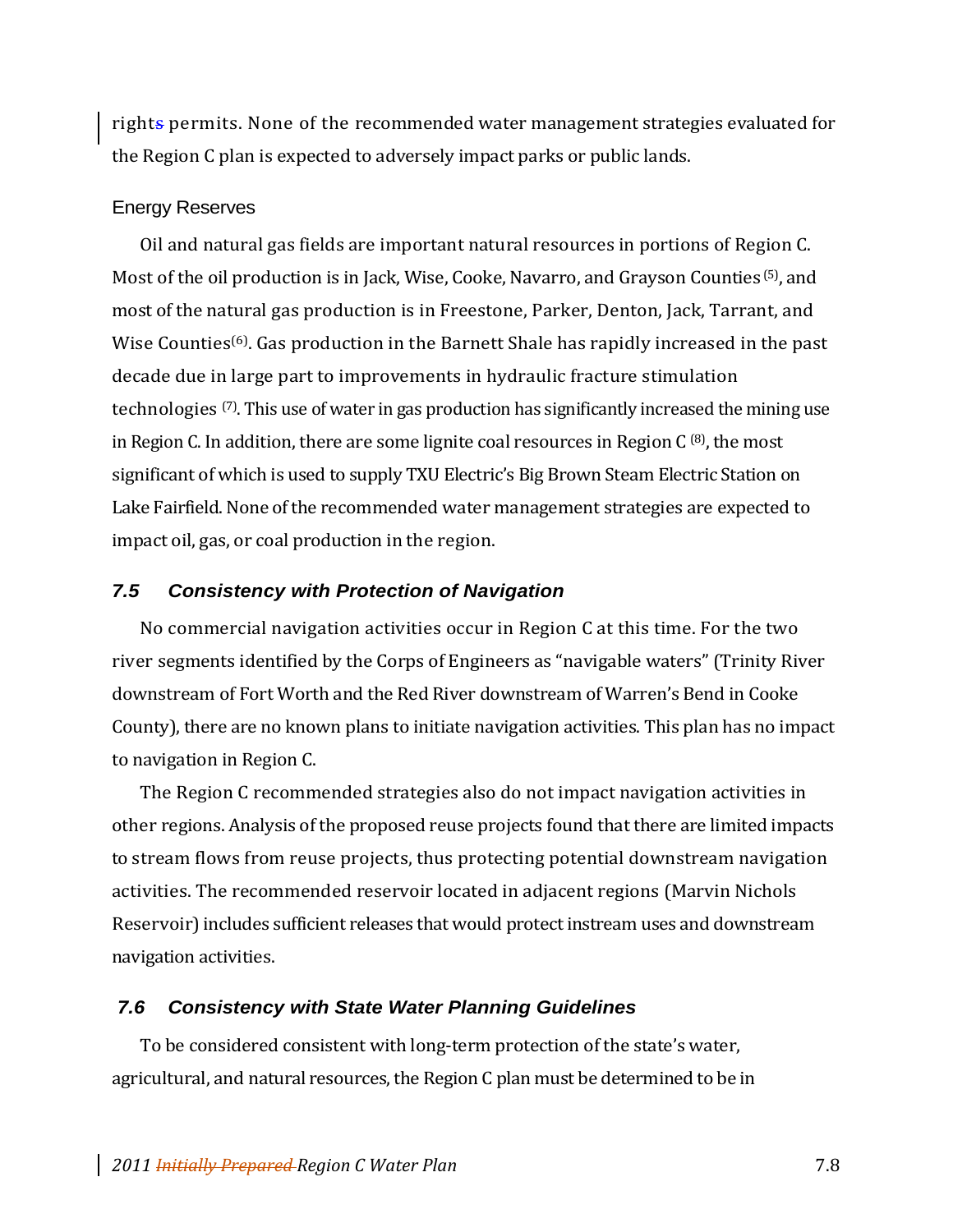rights permits. None of the recommended water management strategies evaluated for the Region C plan is expected to adversely impact parks or public lands.

### Energy Reserves

Oil and natural gas fields are important natural resources in portions of Region C. Most of the oil production is in Jack, Wise, Cooke, Navarro, and Grayson Counties [5], and most of the natural gas production is in Freestone, Parker, Denton, Jack, Tarrant, and Wise Counties[6]. Gas production in the Barnett Shale has rapidly increased in the past decade due in large part to improvements in hydraulic fracture stimulation technologies [7]. This use of water in gas production has significantly increased the mining use in Region C. In addition, there are some lignite coal resources in Region C [8], the most significant of which is used to supply TXU Electric's Big Brown Steam Electric Station on Lake Fairfield. None of the recommended water management strategies are expected to impact oil, gas, or coal production in the region.

## *7.5 Consistency with Protection of Navigation*

No commercial navigation activities occur in Region C at this time. For the two river segments identified by the Corps of Engineers as "navigable waters" (Trinity River downstream of Fort Worth and the Red River downstream of Warren's Bend in Cooke County), there are no known plans to initiate navigation activities. This plan has no impact to navigation in Region C.

The Region C recommended strategies also do not impact navigation activities in other regions. Analysis of the proposed reuse projects found that there are limited impacts to stream flows from reuse projects, thus protecting potential downstream navigation activities. The recommended reservoir located in adjacent regions (Marvin Nichols Reservoir) includes sufficient releases that would protect instream uses and downstream navigation activities.

## *7.6 Consistency with State Water Planning Guidelines*

To be considered consistent with long-term protection of the state's water, agricultural, and natural resources, the Region C plan must be determined to be in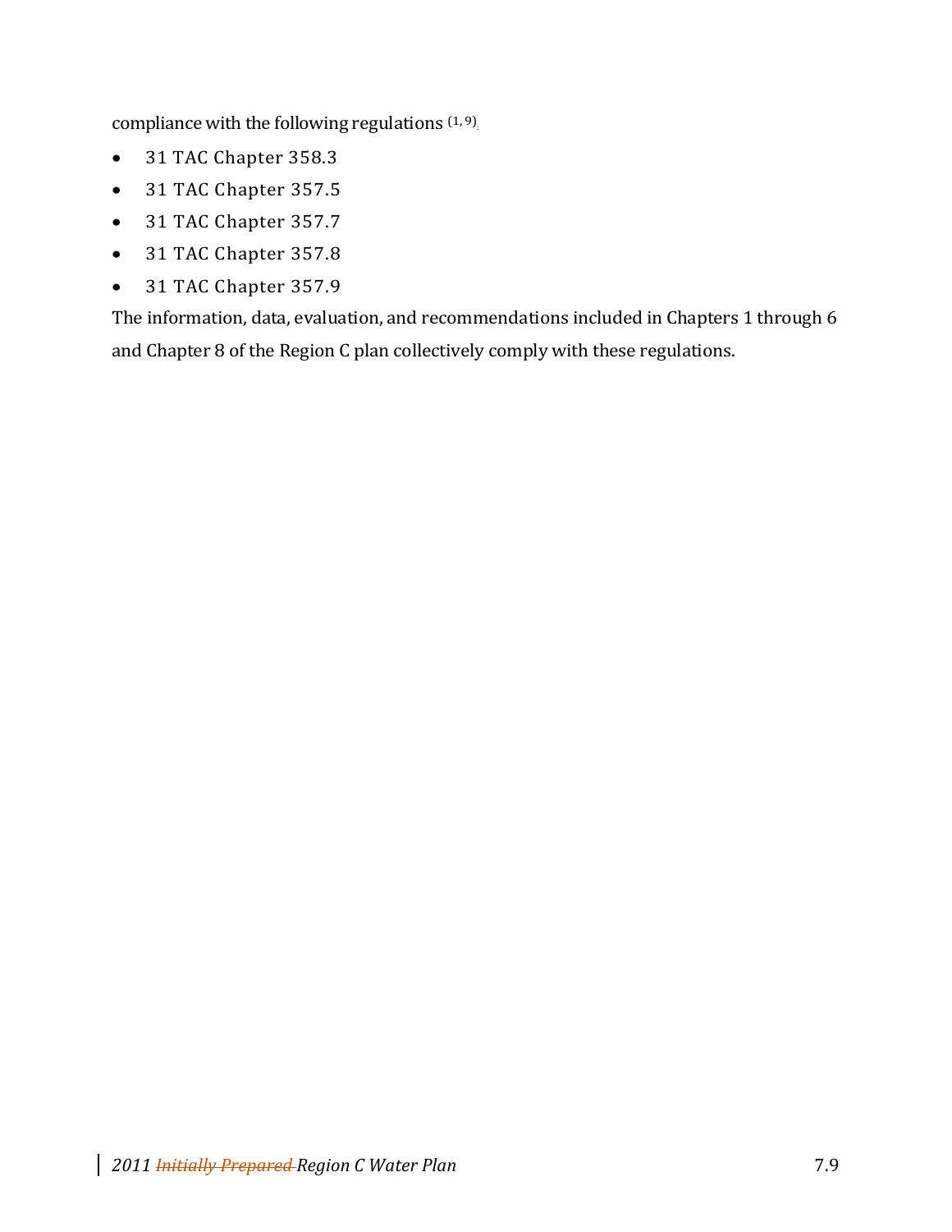compliance with the following regulations [1, 9].

- 31 TAC Chapter 358.3
- 31 TAC Chapter 357.5
- 31 TAC Chapter 357.7
- 31 TAC Chapter 357.8
- 31 TAC Chapter 357.9

The information, data, evaluation, and recommendations included in Chapters 1 through 6 and Chapter 8 of the Region C plan collectively comply with these regulations.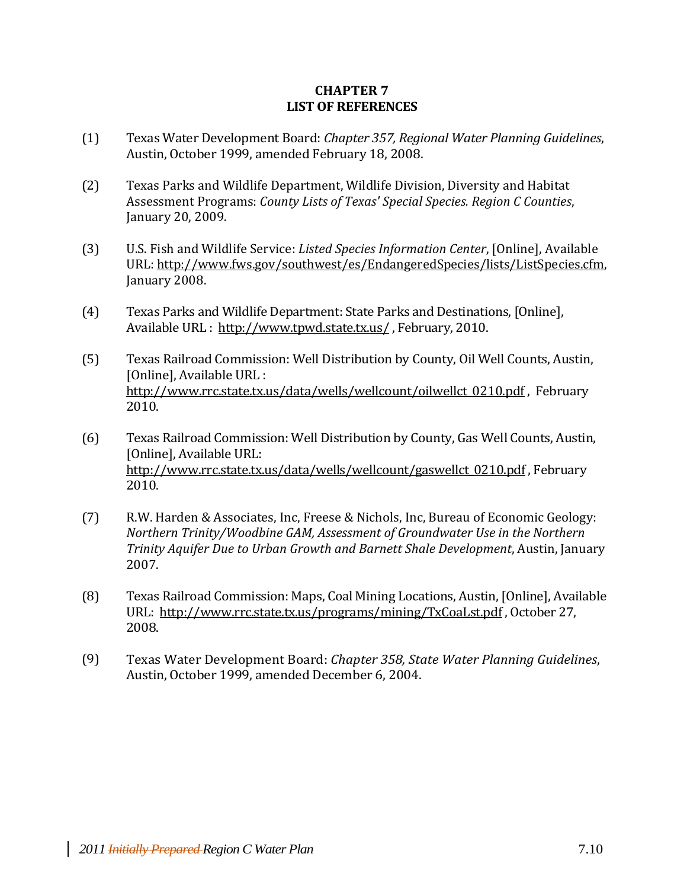# CHAPTER 7
# LIST OF REFERENCES

(1) Texas Water Development Board: *Chapter 357, Regional Water Planning Guidelines*, Austin, October 1999, amended February 18, 2008.

(2) Texas Parks and Wildlife Department, Wildlife Division, Diversity and Habitat Assessment Programs: *County Lists of Texas' Special Species. Region C Counties*, January 20, 2009.

(3) U.S. Fish and Wildlife Service: *Listed Species Information Center*, [Online], Available URL: http://www.fws.gov/southwest/es/EndangeredSpecies/lists/ListSpecies.cfm, January 2008.

(4) Texas Parks and Wildlife Department: State Parks and Destinations, [Online], Available URL : http://www.tpwd.state.tx.us/ , February, 2010.

(5) Texas Railroad Commission: Well Distribution by County, Oil Well Counts, Austin, [Online], Available URL : http://www.rrc.state.tx.us/data/wells/wellcount/oilwellct_0210.pdf , February 2010.

(6) Texas Railroad Commission: Well Distribution by County, Gas Well Counts, Austin, [Online], Available URL: http://www.rrc.state.tx.us/data/wells/wellcount/gaswellct_0210.pdf , February 2010.

(7) R.W. Harden & Associates, Inc, Freese & Nichols, Inc, Bureau of Economic Geology: *Northern Trinity/Woodbine GAM, Assessment of Groundwater Use in the Northern Trinity Aquifer Due to Urban Growth and Barnett Shale Development*, Austin, January 2007.

(8) Texas Railroad Commission: Maps, Coal Mining Locations, Austin, [Online], Available URL: http://www.rrc.state.tx.us/programs/mining/TxCoaLst.pdf , October 27, 2008.

(9) Texas Water Development Board: *Chapter 358, State Water Planning Guidelines*, Austin, October 1999, amended December 6, 2004.